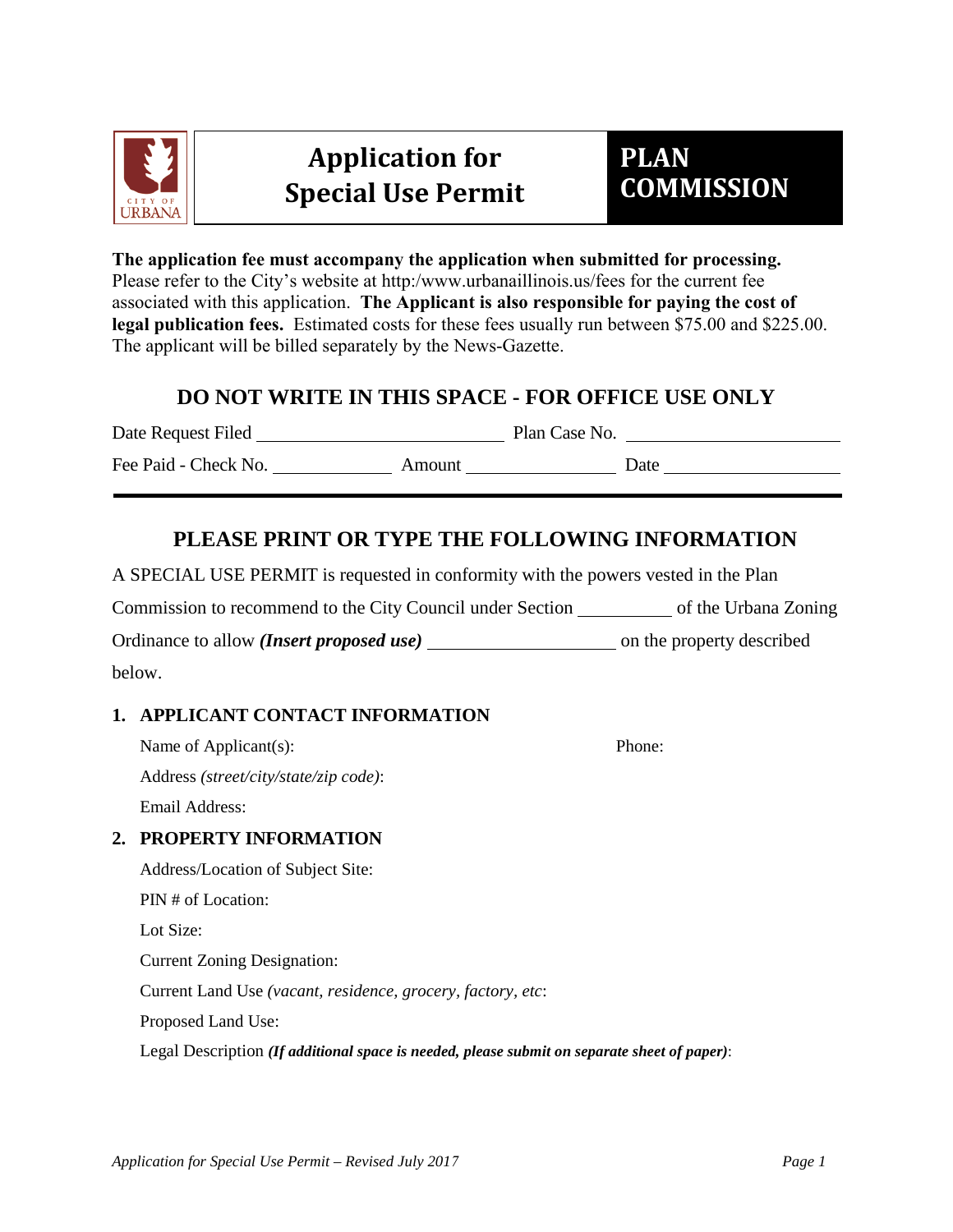# Application for Special Use Permit

**PLAN COMMISSION**

**The application fee must accompany the application when submitted for processing.** Please refer to the City's website at http:/www.urbanaillinois.us/fees for the current fee associated with this application. **The Applicant is also responsible for paying the cost of legal publication fees.** Estimated costs for these fees usually run between $75.00 and $225.00. The applicant will be billed separately by the News-Gazette.

## DO NOT WRITE IN THIS SPACE - FOR OFFICE USE ONLY

Date Request Filed ____________________ Plan Case No. ____________________

Fee Paid - Check No. __________ Amount ____________ Date ______________

---

## PLEASE PRINT OR TYPE THE FOLLOWING INFORMATION

A SPECIAL USE PERMIT is requested in conformity with the powers vested in the Plan Commission to recommend to the City Council under Section ________ of the Urbana Zoning Ordinance to allow ***(Insert proposed use)*** ________________ on the property described below.

### 1. APPLICANT CONTACT INFORMATION

Name of Applicant(s): Phone:

Address *(street/city/state/zip code)*:

Email Address:

### 2. PROPERTY INFORMATION

Address/Location of Subject Site:

PIN # of Location:

Lot Size:

Current Zoning Designation:

Current Land Use *(vacant, residence, grocery, factory, etc*:

Proposed Land Use:

Legal Description ***(If additional space is needed, please submit on separate sheet of paper)***: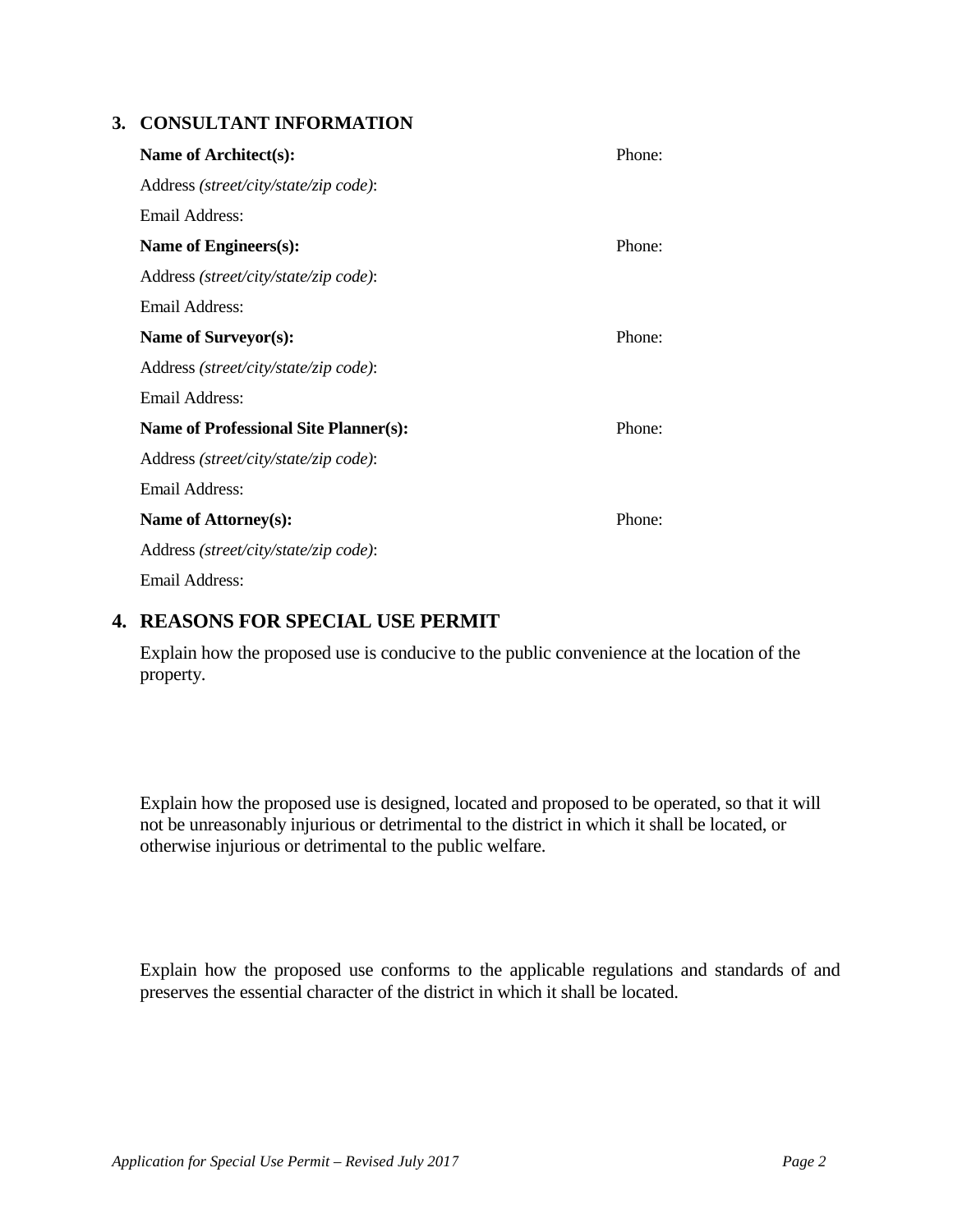## 3. CONSULTANT INFORMATION

**Name of Architect(s):** Phone:

Address *(street/city/state/zip code)*:

Email Address:

**Name of Engineers(s):** Phone:

Address *(street/city/state/zip code)*:

Email Address:

**Name of Surveyor(s):** Phone:

Address *(street/city/state/zip code)*:

Email Address:

**Name of Professional Site Planner(s):** Phone:

Address *(street/city/state/zip code)*:

Email Address:

**Name of Attorney(s):** Phone:

Address *(street/city/state/zip code)*:

Email Address:

## 4. REASONS FOR SPECIAL USE PERMIT

Explain how the proposed use is conducive to the public convenience at the location of the property.

Explain how the proposed use is designed, located and proposed to be operated, so that it will not be unreasonably injurious or detrimental to the district in which it shall be located, or otherwise injurious or detrimental to the public welfare.

Explain how the proposed use conforms to the applicable regulations and standards of and preserves the essential character of the district in which it shall be located.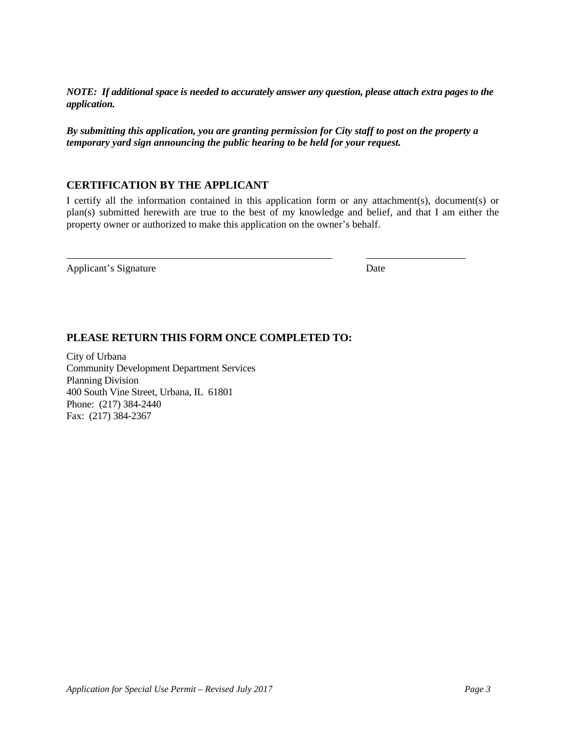***NOTE: If additional space is needed to accurately answer any question, please attach extra pages to the application.***

***By submitting this application, you are granting permission for City staff to post on the property a temporary yard sign announcing the public hearing to be held for your request.***

## CERTIFICATION BY THE APPLICANT

I certify all the information contained in this application form or any attachment(s), document(s) or plan(s) submitted herewith are true to the best of my knowledge and belief, and that I am either the property owner or authorized to make this application on the owner's behalf.

\_\_\_\_\_\_\_\_\_\_\_\_\_\_\_\_\_\_\_\_\_\_\_\_\_\_\_\_\_\_\_\_\_\_\_\_\_\_\_\_\_\_\_\_ \_\_\_\_\_\_\_\_\_\_\_\_\_\_\_\_\_\_\_\_

Applicant's Signature Date

## PLEASE RETURN THIS FORM ONCE COMPLETED TO:

City of Urbana
Community Development Department Services
Planning Division
400 South Vine Street, Urbana, IL 61801
Phone: (217) 384-2440
Fax: (217) 384-2367